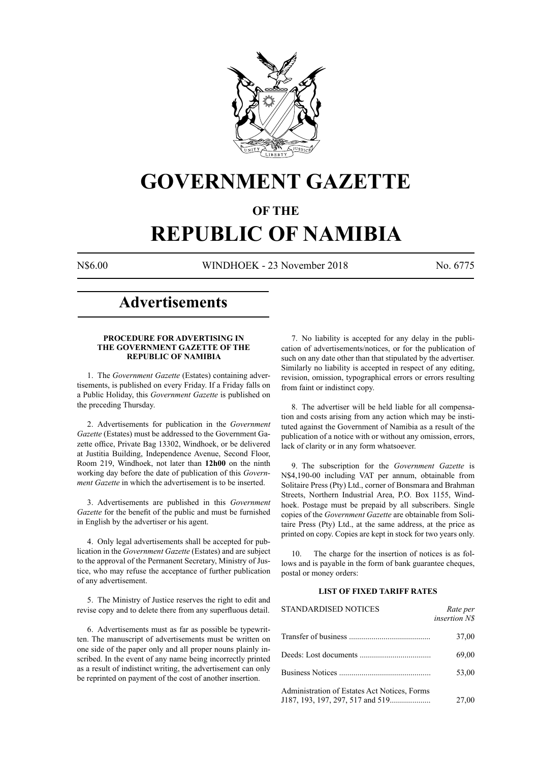# GOVERNMENT GAZETTE

## OF THE

# REPUBLIC OF NAMIBIA

N$6.00 WINDHOEK - 23 November 2018 No. 6775

## Advertisements

### PROCEDURE FOR ADVERTISING IN THE GOVERNMENT GAZETTE OF THE REPUBLIC OF NAMIBIA

1. The *Government Gazette* (Estates) containing advertisements, is published on every Friday. If a Friday falls on a Public Holiday, this *Government Gazette* is published on the preceding Thursday.

2. Advertisements for publication in the *Government Gazette* (Estates) must be addressed to the Government Gazette office, Private Bag 13302, Windhoek, or be delivered at Justitia Building, Independence Avenue, Second Floor, Room 219, Windhoek, not later than **12h00** on the ninth working day before the date of publication of this *Government Gazette* in which the advertisement is to be inserted.

3. Advertisements are published in this *Government Gazette* for the benefit of the public and must be furnished in English by the advertiser or his agent.

4. Only legal advertisements shall be accepted for publication in the *Government Gazette* (Estates) and are subject to the approval of the Permanent Secretary, Ministry of Justice, who may refuse the acceptance of further publication of any advertisement.

5. The Ministry of Justice reserves the right to edit and revise copy and to delete there from any superfluous detail.

6. Advertisements must as far as possible be typewritten. The manuscript of advertisements must be written on one side of the paper only and all proper nouns plainly inscribed. In the event of any name being incorrectly printed as a result of indistinct writing, the advertisement can only be reprinted on payment of the cost of another insertion.

7. No liability is accepted for any delay in the publication of advertisements/notices, or for the publication of such on any date other than that stipulated by the advertiser. Similarly no liability is accepted in respect of any editing, revision, omission, typographical errors or errors resulting from faint or indistinct copy.

8. The advertiser will be held liable for all compensation and costs arising from any action which may be instituted against the Government of Namibia as a result of the publication of a notice with or without any omission, errors, lack of clarity or in any form whatsoever.

9. The subscription for the *Government Gazette* is N$4,190-00 including VAT per annum, obtainable from Solitaire Press (Pty) Ltd., corner of Bonsmara and Brahman Streets, Northern Industrial Area, P.O. Box 1155, Windhoek. Postage must be prepaid by all subscribers. Single copies of the *Government Gazette* are obtainable from Solitaire Press (Pty) Ltd., at the same address, at the price as printed on copy. Copies are kept in stock for two years only.

10. The charge for the insertion of notices is as follows and is payable in the form of bank guarantee cheques, postal or money orders:

### LIST OF FIXED TARIFF RATES

| STANDARDISED NOTICES | *Rate per insertion N$* |
|---|---|
| Transfer of business | 37,00 |
| Deeds: Lost documents | 69,00 |
| Business Notices | 53,00 |
| Administration of Estates Act Notices, Forms J187, 193, 197, 297, 517 and 519 | 27,00 |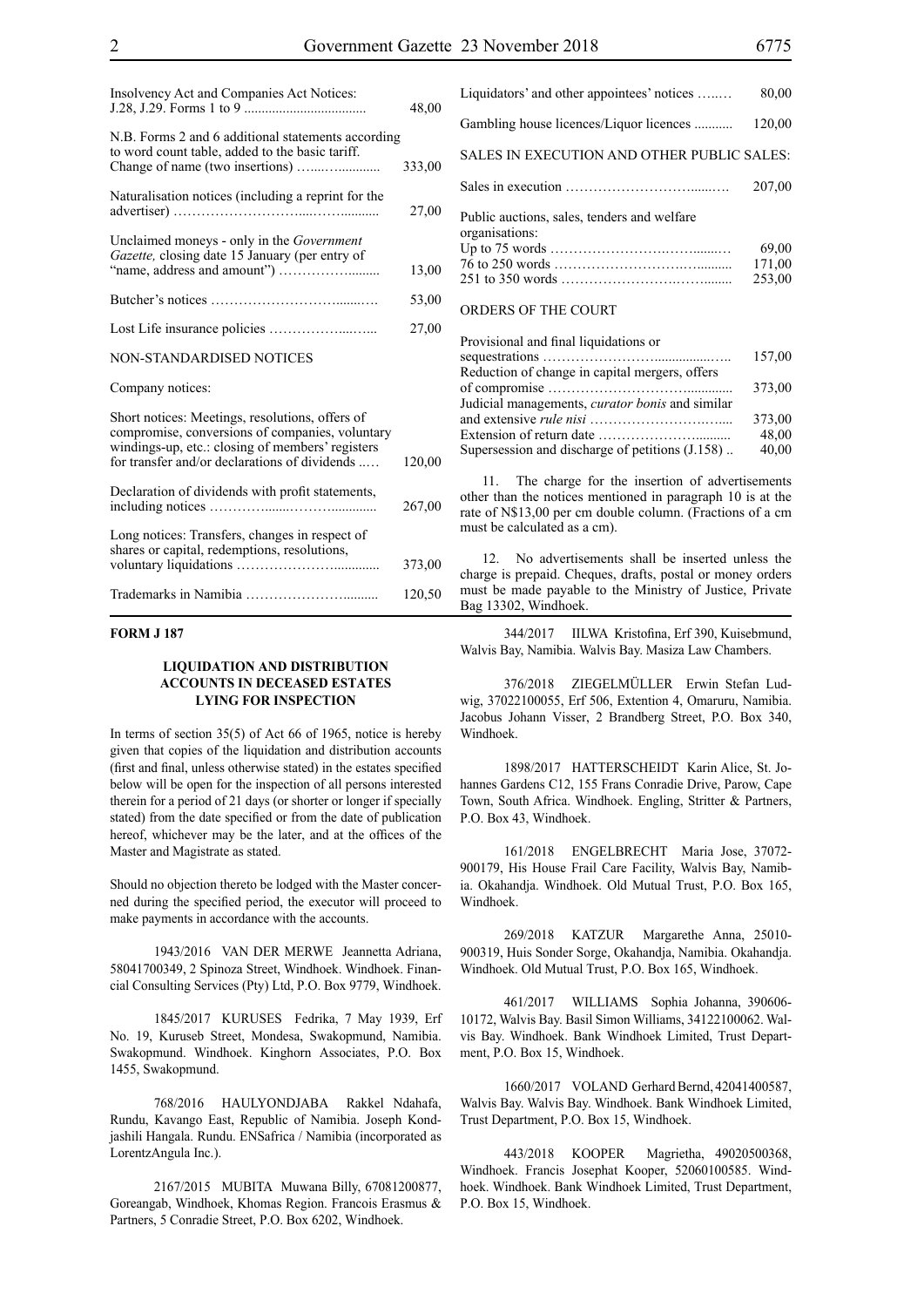| | |
|---|---|
| Insolvency Act and Companies Act Notices: J.28, J.29. Forms 1 to 9 | 48,00 |
| N.B. Forms 2 and 6 additional statements according to word count table, added to the basic tariff. Change of name (two insertions) | 333,00 |
| Naturalisation notices (including a reprint for the advertiser) | 27,00 |
| Unclaimed moneys - only in the *Government Gazette,* closing date 15 January (per entry of "name, address and amount") | 13,00 |
| Butcher's notices | 53,00 |
| Lost Life insurance policies | 27,00 |

NON-STANDARDISED NOTICES

Company notices:

| | |
|---|---|
| Short notices: Meetings, resolutions, offers of compromise, conversions of companies, voluntary windings-up, etc.: closing of members' registers for transfer and/or declarations of dividends | 120,00 |
| Declaration of dividends with profit statements, including notices | 267,00 |
| Long notices: Transfers, changes in respect of shares or capital, redemptions, resolutions, voluntary liquidations | 373,00 |
| Trademarks in Namibia | 120,50 |
| Liquidators' and other appointees' notices | 80,00 |
| Gambling house licences/Liquor licences | 120,00 |

SALES IN EXECUTION AND OTHER PUBLIC SALES:

| | |
|---|---|
| Sales in execution | 207,00 |
| Public auctions, sales, tenders and welfare organisations: | |
| Up to 75 words | 69,00 |
| 76 to 250 words | 171,00 |
| 251 to 350 words | 253,00 |

ORDERS OF THE COURT

| | |
|---|---|
| Provisional and final liquidations or sequestrations | 157,00 |
| Reduction of change in capital mergers, offers of compromise | 373,00 |
| Judicial managements, *curator bonis* and similar and extensive *rule nisi* | 373,00 |
| Extension of return date | 48,00 |
| Supersession and discharge of petitions (J.158) | 40,00 |

11. The charge for the insertion of advertisements other than the notices mentioned in paragraph 10 is at the rate of N$13,00 per cm double column. (Fractions of a cm must be calculated as a cm).

12. No advertisements shall be inserted unless the charge is prepaid. Cheques, drafts, postal or money orders must be made payable to the Ministry of Justice, Private Bag 13302, Windhoek.

**FORM J 187**

**LIQUIDATION AND DISTRIBUTION ACCOUNTS IN DECEASED ESTATES LYING FOR INSPECTION**

In terms of section 35(5) of Act 66 of 1965, notice is hereby given that copies of the liquidation and distribution accounts (first and final, unless otherwise stated) in the estates specified below will be open for the inspection of all persons interested therein for a period of 21 days (or shorter or longer if specially stated) from the date specified or from the date of publication hereof, whichever may be the later, and at the offices of the Master and Magistrate as stated.

Should no objection thereto be lodged with the Master concerned during the specified period, the executor will proceed to make payments in accordance with the accounts.

1943/2016 VAN DER MERWE Jeannetta Adriana, 58041700349, 2 Spinoza Street, Windhoek. Windhoek. Financial Consulting Services (Pty) Ltd, P.O. Box 9779, Windhoek.

1845/2017 KURUSES Fedrika, 7 May 1939, Erf No. 19, Kuruseb Street, Mondesa, Swakopmund, Namibia. Swakopmund. Windhoek. Kinghorn Associates, P.O. Box 1455, Swakopmund.

768/2016 HAULYONDJABA Rakkel Ndahafa, Rundu, Kavango East, Republic of Namibia. Joseph Kondjashili Hangala. Rundu. ENSafrica / Namibia (incorporated as LorentzAngula Inc.).

2167/2015 MUBITA Muwana Billy, 67081200877, Goreangab, Windhoek, Khomas Region. Francois Erasmus & Partners, 5 Conradie Street, P.O. Box 6202, Windhoek.

344/2017 IILWA Kristofina, Erf 390, Kuisebmund, Walvis Bay, Namibia. Walvis Bay. Masiza Law Chambers.

376/2018 ZIEGELMÜLLER Erwin Stefan Ludwig, 37022100055, Erf 506, Extention 4, Omaruru, Namibia. Jacobus Johann Visser, 2 Brandberg Street, P.O. Box 340, Windhoek.

1898/2017 HATTERSCHEIDT Karin Alice, St. Johannes Gardens C12, 155 Frans Conradie Drive, Parow, Cape Town, South Africa. Windhoek. Engling, Stritter & Partners, P.O. Box 43, Windhoek.

161/2018 ENGELBRECHT Maria Jose, 37072-900179, His House Frail Care Facility, Walvis Bay, Namibia. Okahandja. Windhoek. Old Mutual Trust, P.O. Box 165, Windhoek.

269/2018 KATZUR Margarethe Anna, 25010-900319, Huis Sonder Sorge, Okahandja, Namibia. Okahandja. Windhoek. Old Mutual Trust, P.O. Box 165, Windhoek.

461/2017 WILLIAMS Sophia Johanna, 390606-10172, Walvis Bay. Basil Simon Williams, 34122100062. Walvis Bay. Windhoek. Bank Windhoek Limited, Trust Department, P.O. Box 15, Windhoek.

1660/2017 VOLAND Gerhard Bernd, 42041400587, Walvis Bay. Walvis Bay. Windhoek. Bank Windhoek Limited, Trust Department, P.O. Box 15, Windhoek.

443/2018 KOOPER Magrietha, 49020500368, Windhoek. Francis Josephat Kooper, 52060100585. Windhoek. Windhoek. Bank Windhoek Limited, Trust Department, P.O. Box 15, Windhoek.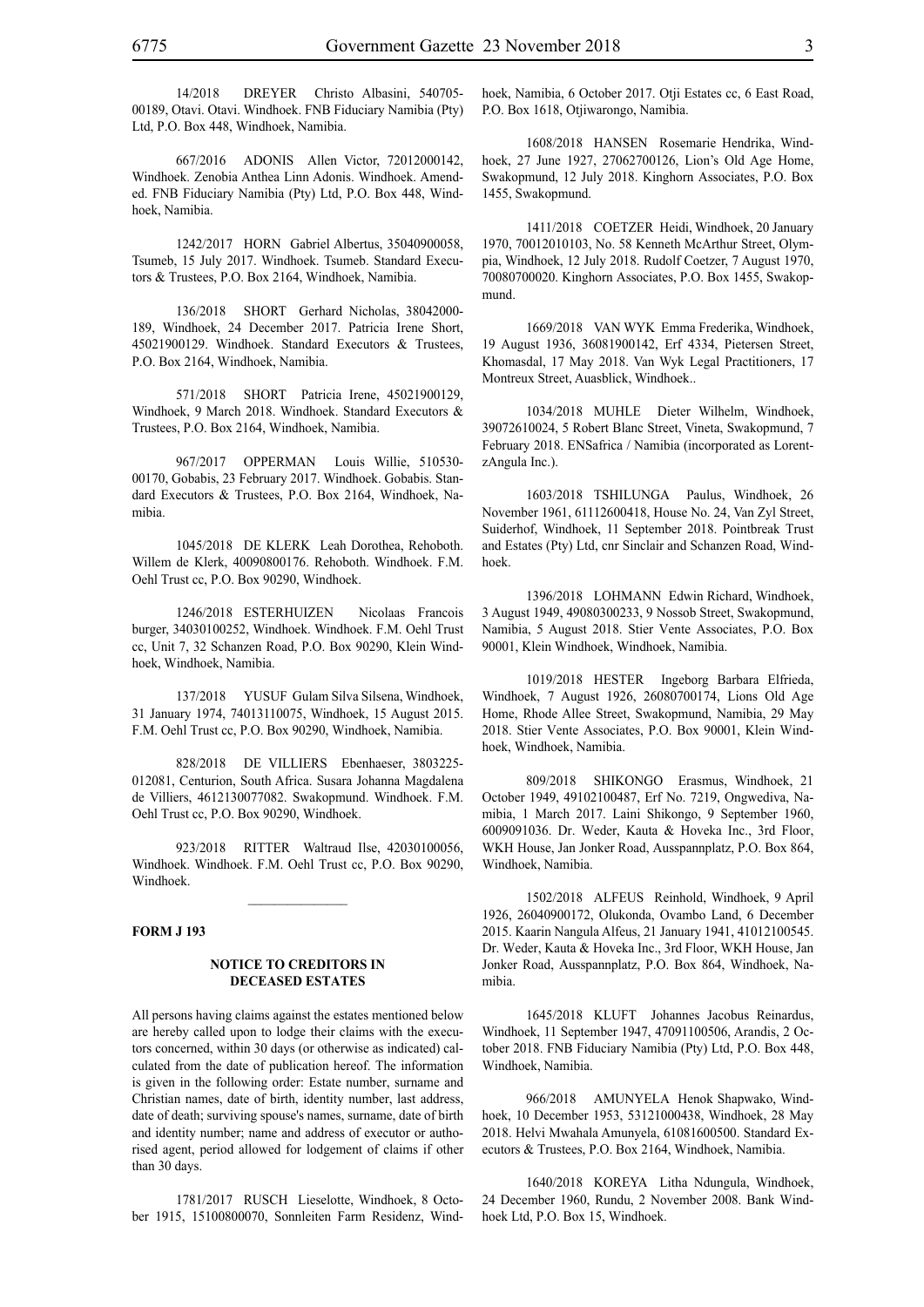14/2018 DREYER Christo Albasini, 540705-00189, Otavi. Otavi. Windhoek. FNB Fiduciary Namibia (Pty) Ltd, P.O. Box 448, Windhoek, Namibia.

667/2016 ADONIS Allen Victor, 72012000142, Windhoek. Zenobia Anthea Linn Adonis. Windhoek. Amended. FNB Fiduciary Namibia (Pty) Ltd, P.O. Box 448, Windhoek, Namibia.

1242/2017 HORN Gabriel Albertus, 35040900058, Tsumeb, 15 July 2017. Windhoek. Tsumeb. Standard Executors & Trustees, P.O. Box 2164, Windhoek, Namibia.

136/2018 SHORT Gerhard Nicholas, 38042000-189, Windhoek, 24 December 2017. Patricia Irene Short, 45021900129. Windhoek. Standard Executors & Trustees, P.O. Box 2164, Windhoek, Namibia.

571/2018 SHORT Patricia Irene, 45021900129, Windhoek, 9 March 2018. Windhoek. Standard Executors & Trustees, P.O. Box 2164, Windhoek, Namibia.

967/2017 OPPERMAN Louis Willie, 510530-00170, Gobabis, 23 February 2017. Windhoek. Gobabis. Standard Executors & Trustees, P.O. Box 2164, Windhoek, Namibia.

1045/2018 DE KLERK Leah Dorothea, Rehoboth. Willem de Klerk, 40090800176. Rehoboth. Windhoek. F.M. Oehl Trust cc, P.O. Box 90290, Windhoek.

1246/2018 ESTERHUIZEN Nicolaas Francois burger, 34030100252, Windhoek. Windhoek. F.M. Oehl Trust cc, Unit 7, 32 Schanzen Road, P.O. Box 90290, Klein Windhoek, Windhoek, Namibia.

137/2018 YUSUF Gulam Silva Silsena, Windhoek, 31 January 1974, 74013110075, Windhoek, 15 August 2015. F.M. Oehl Trust cc, P.O. Box 90290, Windhoek, Namibia.

828/2018 DE VILLIERS Ebenhaeser, 3803225-012081, Centurion, South Africa. Susara Johanna Magdalena de Villiers, 4612130077082. Swakopmund. Windhoek. F.M. Oehl Trust cc, P.O. Box 90290, Windhoek.

923/2018 RITTER Waltraud Ilse, 42030100056, Windhoek. Windhoek. F.M. Oehl Trust cc, P.O. Box 90290, Windhoek.

---

**FORM J 193**

**NOTICE TO CREDITORS IN DECEASED ESTATES**

All persons having claims against the estates mentioned below are hereby called upon to lodge their claims with the executors concerned, within 30 days (or otherwise as indicated) calculated from the date of publication hereof. The information is given in the following order: Estate number, surname and Christian names, date of birth, identity number, last address, date of death; surviving spouse's names, surname, date of birth and identity number; name and address of executor or authorised agent, period allowed for lodgement of claims if other than 30 days.

1781/2017 RUSCH Lieselotte, Windhoek, 8 October 1915, 15100800070, Sonnleiten Farm Residenz, Windhoek, Namibia, 6 October 2017. Otji Estates cc, 6 East Road, P.O. Box 1618, Otjiwarongo, Namibia.

1608/2018 HANSEN Rosemarie Hendrika, Windhoek, 27 June 1927, 27062700126, Lion's Old Age Home, Swakopmund, 12 July 2018. Kinghorn Associates, P.O. Box 1455, Swakopmund.

1411/2018 COETZER Heidi, Windhoek, 20 January 1970, 70012010103, No. 58 Kenneth McArthur Street, Olympia, Windhoek, 12 July 2018. Rudolf Coetzer, 7 August 1970, 70080700020. Kinghorn Associates, P.O. Box 1455, Swakopmund.

1669/2018 VAN WYK Emma Frederika, Windhoek, 19 August 1936, 36081900142, Erf 4334, Pietersen Street, Khomasdal, 17 May 2018. Van Wyk Legal Practitioners, 17 Montreux Street, Auasblick, Windhoek..

1034/2018 MUHLE Dieter Wilhelm, Windhoek, 39072610024, 5 Robert Blanc Street, Vineta, Swakopmund, 7 February 2018. ENSafrica / Namibia (incorporated as LorentzAngula Inc.).

1603/2018 TSHILUNGA Paulus, Windhoek, 26 November 1961, 61112600418, House No. 24, Van Zyl Street, Suiderhof, Windhoek, 11 September 2018. Pointbreak Trust and Estates (Pty) Ltd, cnr Sinclair and Schanzen Road, Windhoek.

1396/2018 LOHMANN Edwin Richard, Windhoek, 3 August 1949, 49080300233, 9 Nossob Street, Swakopmund, Namibia, 5 August 2018. Stier Vente Associates, P.O. Box 90001, Klein Windhoek, Windhoek, Namibia.

1019/2018 HESTER Ingeborg Barbara Elfrieda, Windhoek, 7 August 1926, 26080700174, Lions Old Age Home, Rhode Allee Street, Swakopmund, Namibia, 29 May 2018. Stier Vente Associates, P.O. Box 90001, Klein Windhoek, Windhoek, Namibia.

809/2018 SHIKONGO Erasmus, Windhoek, 21 October 1949, 49102100487, Erf No. 7219, Ongwediva, Namibia, 1 March 2017. Laini Shikongo, 9 September 1960, 6009091036. Dr. Weder, Kauta & Hoveka Inc., 3rd Floor, WKH House, Jan Jonker Road, Ausspannplatz, P.O. Box 864, Windhoek, Namibia.

1502/2018 ALFEUS Reinhold, Windhoek, 9 April 1926, 26040900172, Olukonda, Ovambo Land, 6 December 2015. Kaarin Nangula Alfeus, 21 January 1941, 41012100545. Dr. Weder, Kauta & Hoveka Inc., 3rd Floor, WKH House, Jan Jonker Road, Ausspannplatz, P.O. Box 864, Windhoek, Namibia.

1645/2018 KLUFT Johannes Jacobus Reinardus, Windhoek, 11 September 1947, 47091100506, Arandis, 2 October 2018. FNB Fiduciary Namibia (Pty) Ltd, P.O. Box 448, Windhoek, Namibia.

966/2018 AMUNYELA Henok Shapwako, Windhoek, 10 December 1953, 53121000438, Windhoek, 28 May 2018. Helvi Mwahala Amunyela, 61081600500. Standard Executors & Trustees, P.O. Box 2164, Windhoek, Namibia.

1640/2018 KOREYA Litha Ndungula, Windhoek, 24 December 1960, Rundu, 2 November 2008. Bank Windhoek Ltd, P.O. Box 15, Windhoek.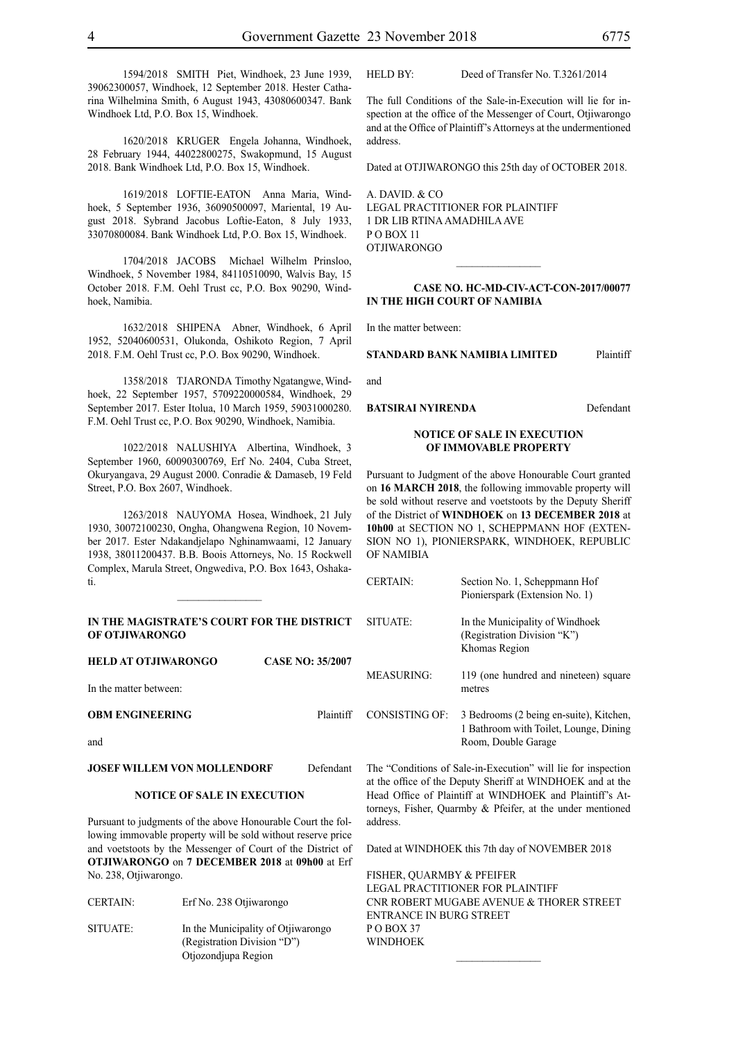1594/2018 SMITH Piet, Windhoek, 23 June 1939, 39062300057, Windhoek, 12 September 2018. Hester Catharina Wilhelmina Smith, 6 August 1943, 43080600347. Bank Windhoek Ltd, P.O. Box 15, Windhoek.

1620/2018 KRUGER Engela Johanna, Windhoek, 28 February 1944, 44022800275, Swakopmund, 15 August 2018. Bank Windhoek Ltd, P.O. Box 15, Windhoek.

1619/2018 LOFTIE-EATON Anna Maria, Windhoek, 5 September 1936, 36090500097, Mariental, 19 August 2018. Sybrand Jacobus Loftie-Eaton, 8 July 1933, 33070800084. Bank Windhoek Ltd, P.O. Box 15, Windhoek.

1704/2018 JACOBS Michael Wilhelm Prinsloo, Windhoek, 5 November 1984, 84110510090, Walvis Bay, 15 October 2018. F.M. Oehl Trust cc, P.O. Box 90290, Windhoek, Namibia.

1632/2018 SHIPENA Abner, Windhoek, 6 April 1952, 52040600531, Olukonda, Oshikoto Region, 7 April 2018. F.M. Oehl Trust cc, P.O. Box 90290, Windhoek.

1358/2018 TJARONDA Timothy Ngatangwe, Windhoek, 22 September 1957, 5709220000584, Windhoek, 29 September 2017. Ester Itolua, 10 March 1959, 59031000280. F.M. Oehl Trust cc, P.O. Box 90290, Windhoek, Namibia.

1022/2018 NALUSHIYA Albertina, Windhoek, 3 September 1960, 60090300769, Erf No. 2404, Cuba Street, Okuryangava, 29 August 2000. Conradie & Damaseb, 19 Feld Street, P.O. Box 2607, Windhoek.

1263/2018 NAUYOMA Hosea, Windhoek, 21 July 1930, 30072100230, Ongha, Ohangwena Region, 10 November 2017. Ester Ndakandjelapo Nghinamwaami, 12 January 1938, 38011200437. B.B. Boois Attorneys, No. 15 Rockwell Complex, Marula Street, Ongwediva, P.O. Box 1643, Oshakati.

---

**IN THE MAGISTRATE'S COURT FOR THE DISTRICT OF OTJIWARONGO**

**HELD AT OTJIWARONGO** **CASE NO: 35/2007**

In the matter between:

**OBM ENGINEERING** Plaintiff

and

**JOSEF WILLEM VON MOLLENDORF** Defendant

**NOTICE OF SALE IN EXECUTION**

Pursuant to judgments of the above Honourable Court the following immovable property will be sold without reserve price and voetstoots by the Messenger of Court of the District of **OTJIWARONGO** on **7 DECEMBER 2018** at **09h00** at Erf No. 238, Otjiwarongo.

CERTAIN: Erf No. 238 Otjiwarongo

SITUATE: In the Municipality of Otjiwarongo (Registration Division "D") Otjozondjupa Region

HELD BY: Deed of Transfer No. T.3261/2014

The full Conditions of the Sale-in-Execution will lie for inspection at the office of the Messenger of Court, Otjiwarongo and at the Office of Plaintiff's Attorneys at the undermentioned address.

Dated at OTJIWARONGO this 25th day of OCTOBER 2018.

A. DAVID. & CO
LEGAL PRACTITIONER FOR PLAINTIFF
1 DR LIB RTINA AMADHILA AVE
P O BOX 11
OTJIWARONGO

---

**CASE NO. HC-MD-CIV-ACT-CON-2017/00077**
**IN THE HIGH COURT OF NAMIBIA**

In the matter between:

**STANDARD BANK NAMIBIA LIMITED** Plaintiff

and

**BATSIRAI NYIRENDA** Defendant

**NOTICE OF SALE IN EXECUTION OF IMMOVABLE PROPERTY**

Pursuant to Judgment of the above Honourable Court granted on **16 MARCH 2018**, the following immovable property will be sold without reserve and voetstoots by the Deputy Sheriff of the District of **WINDHOEK** on **13 DECEMBER 2018** at **10h00** at SECTION NO 1, SCHEPPMANN HOF (EXTENSION NO 1), PIONIERSPARK, WINDHOEK, REPUBLIC OF NAMIBIA

CERTAIN: Section No. 1, Scheppmann Hof Pionierspark (Extension No. 1)

SITUATE: In the Municipality of Windhoek (Registration Division "K") Khomas Region

MEASURING: 119 (one hundred and nineteen) square metres

CONSISTING OF: 3 Bedrooms (2 being en-suite), Kitchen, 1 Bathroom with Toilet, Lounge, Dining Room, Double Garage

The "Conditions of Sale-in-Execution" will lie for inspection at the office of the Deputy Sheriff at WINDHOEK and at the Head Office of Plaintiff at WINDHOEK and Plaintiff's Attorneys, Fisher, Quarmby & Pfeifer, at the under mentioned address.

Dated at WINDHOEK this 7th day of NOVEMBER 2018

FISHER, QUARMBY & PFEIFER
LEGAL PRACTITIONER FOR PLAINTIFF
CNR ROBERT MUGABE AVENUE & THORER STREET
ENTRANCE IN BURG STREET
P O BOX 37
WINDHOEK

---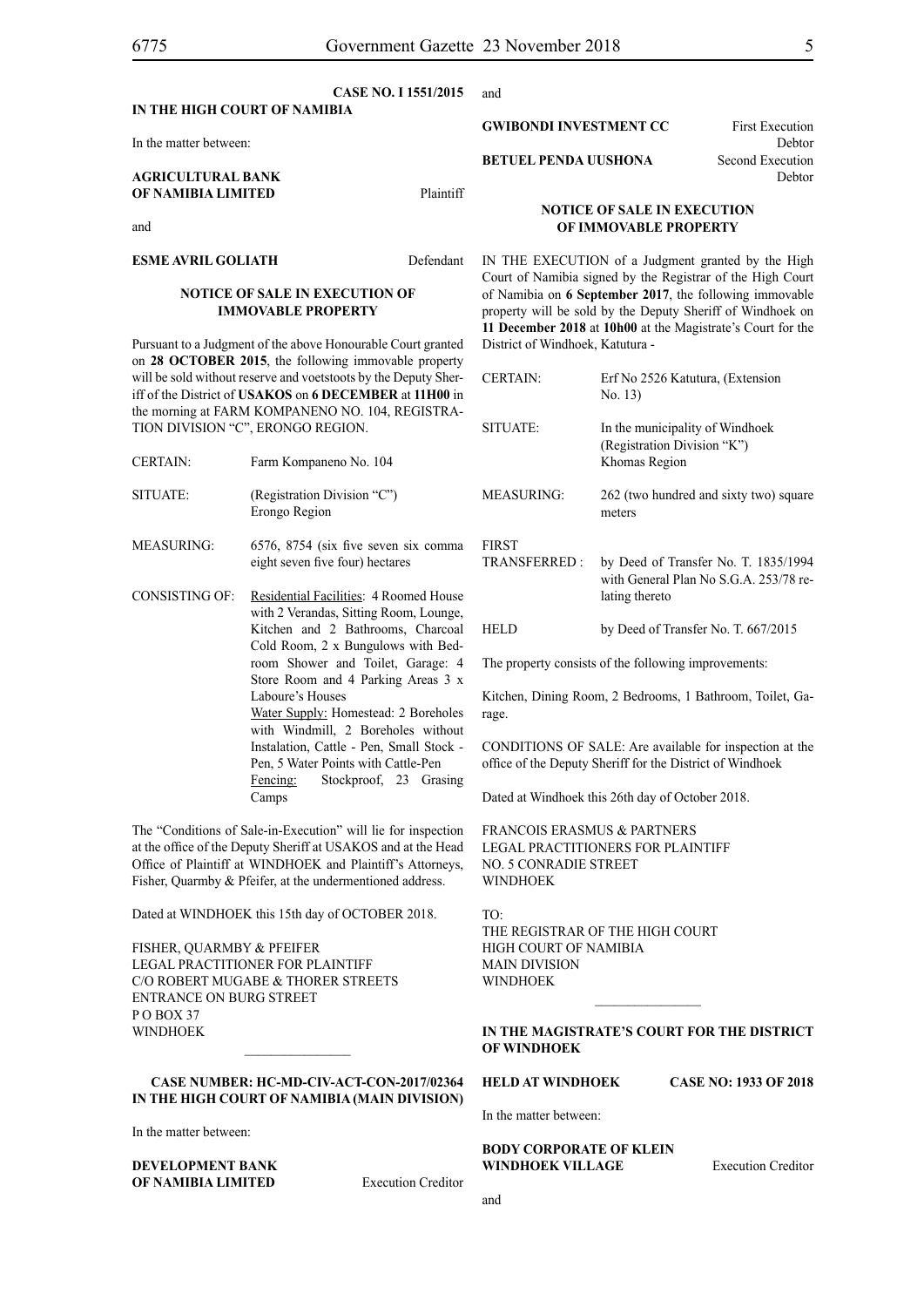**CASE NO. I 1551/2015**

**IN THE HIGH COURT OF NAMIBIA**

In the matter between:

**AGRICULTURAL BANK OF NAMIBIA LIMITED** Plaintiff

and

**ESME AVRIL GOLIATH** Defendant

**NOTICE OF SALE IN EXECUTION OF IMMOVABLE PROPERTY**

Pursuant to a Judgment of the above Honourable Court granted on **28 OCTOBER 2015**, the following immovable property will be sold without reserve and voetstoots by the Deputy Sheriff of the District of **USAKOS** on **6 DECEMBER** at **11H00** in the morning at FARM KOMPANENO NO. 104, REGISTRATION DIVISION "C", ERONGO REGION.

| | |
|---|---|
| CERTAIN: | Farm Kompaneno No. 104 |
| SITUATE: | (Registration Division "C") Erongo Region |
| MEASURING: | 6576, 8754 (six five seven six comma eight seven five four) hectares |
| CONSISTING OF: | Residential Facilities: 4 Roomed House with 2 Verandas, Sitting Room, Lounge, Kitchen and 2 Bathrooms, Charcoal Cold Room, 2 x Bungulows with Bedroom Shower and Toilet, Garage: 4 Store Room and 4 Parking Areas 3 x Laboure's Houses<br>Water Supply: Homestead: 2 Boreholes with Windmill, 2 Boreholes without Instalation, Cattle - Pen, Small Stock - Pen, 5 Water Points with Cattle-Pen<br>Fencing: Stockproof, 23 Grasing Camps |

The "Conditions of Sale-in-Execution" will lie for inspection at the office of the Deputy Sheriff at USAKOS and at the Head Office of Plaintiff at WINDHOEK and Plaintiff's Attorneys, Fisher, Quarmby & Pfeifer, at the undermentioned address.

Dated at WINDHOEK this 15th day of OCTOBER 2018.

FISHER, QUARMBY & PFEIFER
LEGAL PRACTITIONER FOR PLAINTIFF
C/O ROBERT MUGABE & THORER STREETS
ENTRANCE ON BURG STREET
P O BOX 37
WINDHOEK

---

**CASE NUMBER: HC-MD-CIV-ACT-CON-2017/02364**
**IN THE HIGH COURT OF NAMIBIA (MAIN DIVISION)**

In the matter between:

**DEVELOPMENT BANK OF NAMIBIA LIMITED** Execution Creditor

and

**GWIBONDI INVESTMENT CC** First Execution Debtor

**BETUEL PENDA UUSHONA** Second Execution Debtor

**NOTICE OF SALE IN EXECUTION OF IMMOVABLE PROPERTY**

IN THE EXECUTION of a Judgment granted by the High Court of Namibia signed by the Registrar of the High Court of Namibia on **6 September 2017**, the following immovable property will be sold by the Deputy Sheriff of Windhoek on **11 December 2018** at **10h00** at the Magistrate's Court for the District of Windhoek, Katutura -

| | |
|---|---|
| CERTAIN: | Erf No 2526 Katutura, (Extension No. 13) |
| SITUATE: | In the municipality of Windhoek (Registration Division "K") Khomas Region |
| MEASURING: | 262 (two hundred and sixty two) square meters |
| FIRST TRANSFERRED : | by Deed of Transfer No. T. 1835/1994 with General Plan No S.G.A. 253/78 relating thereto |
| HELD | by Deed of Transfer No. T. 667/2015 |

The property consists of the following improvements:

Kitchen, Dining Room, 2 Bedrooms, 1 Bathroom, Toilet, Garage.

CONDITIONS OF SALE: Are available for inspection at the office of the Deputy Sheriff for the District of Windhoek

Dated at Windhoek this 26th day of October 2018.

FRANCOIS ERASMUS & PARTNERS
LEGAL PRACTITIONERS FOR PLAINTIFF
NO. 5 CONRADIE STREET
WINDHOEK

TO:
THE REGISTRAR OF THE HIGH COURT
HIGH COURT OF NAMIBIA
MAIN DIVISION
WINDHOEK

---

**IN THE MAGISTRATE'S COURT FOR THE DISTRICT OF WINDHOEK**

**HELD AT WINDHOEK** **CASE NO: 1933 OF 2018**

In the matter between:

**BODY CORPORATE OF KLEIN WINDHOEK VILLAGE** Execution Creditor

and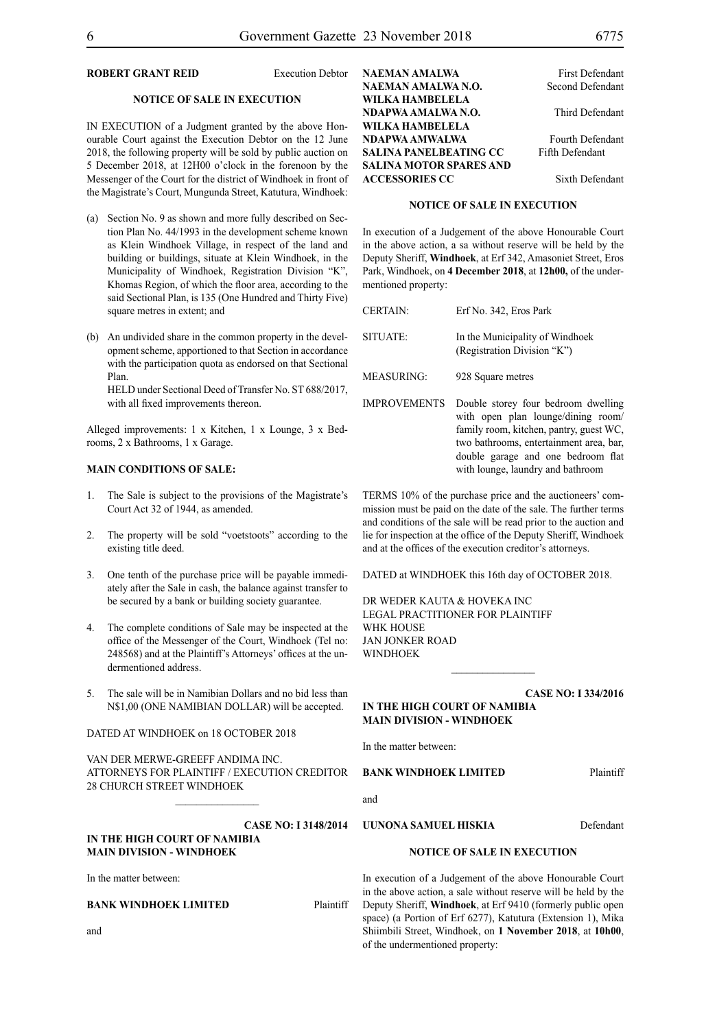**ROBERT GRANT REID** Execution Debtor

**NOTICE OF SALE IN EXECUTION**

IN EXECUTION of a Judgment granted by the above Honourable Court against the Execution Debtor on the 12 June 2018, the following property will be sold by public auction on 5 December 2018, at 12H00 o'clock in the forenoon by the Messenger of the Court for the district of Windhoek in front of the Magistrate's Court, Mungunda Street, Katutura, Windhoek:

(a) Section No. 9 as shown and more fully described on Section Plan No. 44/1993 in the development scheme known as Klein Windhoek Village, in respect of the land and building or buildings, situate at Klein Windhoek, in the Municipality of Windhoek, Registration Division "K", Khomas Region, of which the floor area, according to the said Sectional Plan, is 135 (One Hundred and Thirty Five) square metres in extent; and

(b) An undivided share in the common property in the development scheme, apportioned to that Section in accordance with the participation quota as endorsed on that Sectional Plan.
HELD under Sectional Deed of Transfer No. ST 688/2017, with all fixed improvements thereon.

Alleged improvements: 1 x Kitchen, 1 x Lounge, 3 x Bedrooms, 2 x Bathrooms, 1 x Garage.

**MAIN CONDITIONS OF SALE:**

1. The Sale is subject to the provisions of the Magistrate's Court Act 32 of 1944, as amended.
2. The property will be sold "voetstoots" according to the existing title deed.
3. One tenth of the purchase price will be payable immediately after the Sale in cash, the balance against transfer to be secured by a bank or building society guarantee.
4. The complete conditions of Sale may be inspected at the office of the Messenger of the Court, Windhoek (Tel no: 248568) and at the Plaintiff's Attorneys' offices at the undermentioned address.
5. The sale will be in Namibian Dollars and no bid less than N$1,00 (ONE NAMIBIAN DOLLAR) will be accepted.

DATED AT WINDHOEK on 18 OCTOBER 2018

VAN DER MERWE-GREEFF ANDIMA INC.
ATTORNEYS FOR PLAINTIFF / EXECUTION CREDITOR
28 CHURCH STREET WINDHOEK

---

**CASE NO: I 3148/2014**

**IN THE HIGH COURT OF NAMIBIA**
**MAIN DIVISION - WINDHOEK**

In the matter between:

**BANK WINDHOEK LIMITED** Plaintiff

and

**NAEMAN AMALWA** First Defendant
**NAEMAN AMALWA N.O.** Second Defendant
**WILKA HAMBELELA**
**NDAPWA AMALWA N.O.** Third Defendant
**WILKA HAMBELELA**
**NDAPWA AMWALWA** Fourth Defendant
**SALINA PANELBEATING CC** Fifth Defendant
**SALINA MOTOR SPARES AND**
**ACCESSORIES CC** Sixth Defendant

**NOTICE OF SALE IN EXECUTION**

In execution of a Judgement of the above Honourable Court in the above action, a sa without reserve will be held by the Deputy Sheriff, **Windhoek**, at Erf 342, Amasoniet Street, Eros Park, Windhoek, on **4 December 2018**, at **12h00,** of the undermentioned property:

| | |
|---|---|
| CERTAIN: | Erf No. 342, Eros Park |
| SITUATE: | In the Municipality of Windhoek (Registration Division "K") |
| MEASURING: | 928 Square metres |
| IMPROVEMENTS | Double storey four bedroom dwelling with open plan lounge/dining room/family room, kitchen, pantry, guest WC, two bathrooms, entertainment area, bar, double garage and one bedroom flat with lounge, laundry and bathroom |

TERMS 10% of the purchase price and the auctioneers' commission must be paid on the date of the sale. The further terms and conditions of the sale will be read prior to the auction and lie for inspection at the office of the Deputy Sheriff, Windhoek and at the offices of the execution creditor's attorneys.

DATED at WINDHOEK this 16th day of OCTOBER 2018.

DR WEDER KAUTA & HOVEKA INC
LEGAL PRACTITIONER FOR PLAINTIFF
WHK HOUSE
JAN JONKER ROAD
WINDHOEK

---

**CASE NO: I 334/2016**

**IN THE HIGH COURT OF NAMIBIA**
**MAIN DIVISION - WINDHOEK**

In the matter between:

**BANK WINDHOEK LIMITED** Plaintiff

and

**UUNONA SAMUEL HISKIA** Defendant

**NOTICE OF SALE IN EXECUTION**

In execution of a Judgement of the above Honourable Court in the above action, a sale without reserve will be held by the Deputy Sheriff, **Windhoek**, at Erf 9410 (formerly public open space) (a Portion of Erf 6277), Katutura (Extension 1), Mika Shiimbili Street, Windhoek, on **1 November 2018**, at **10h00**, of the undermentioned property: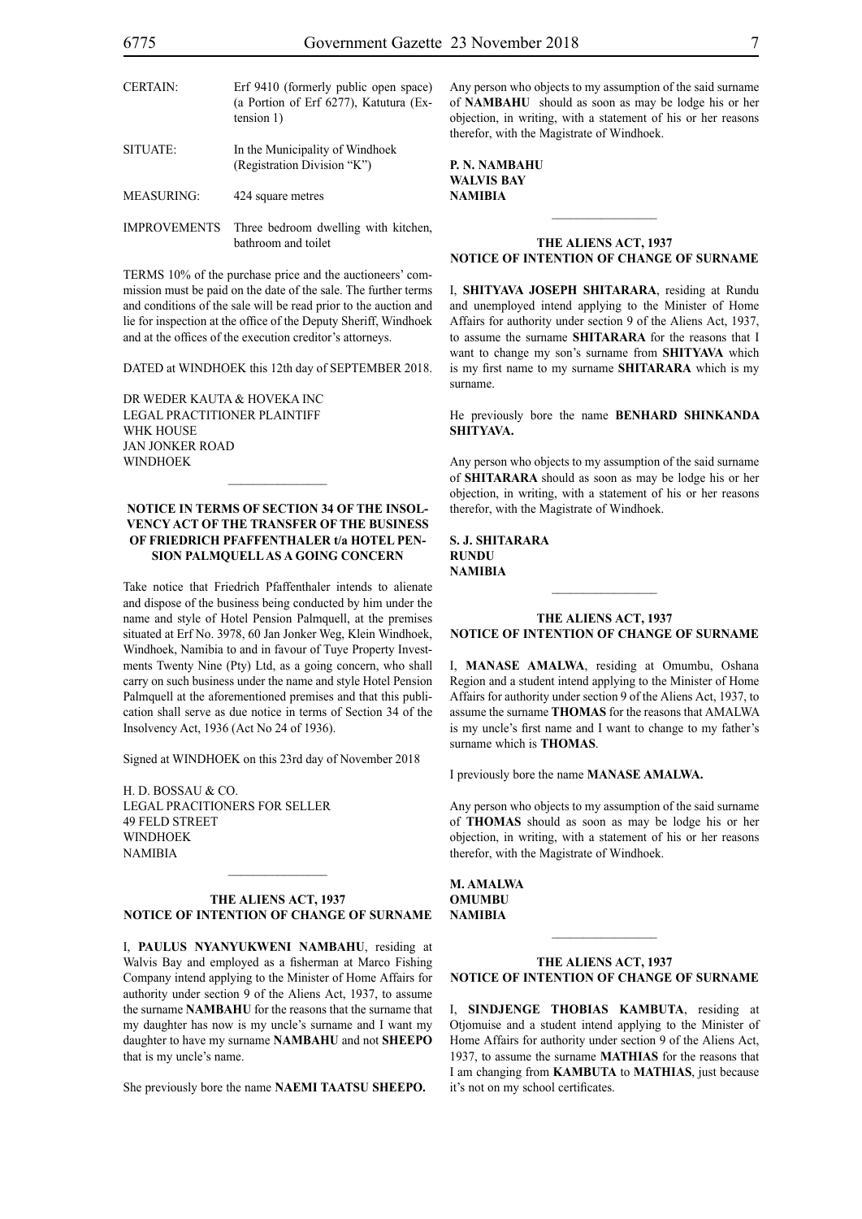| | |
|---|---|
| CERTAIN: | Erf 9410 (formerly public open space) (a Portion of Erf 6277), Katutura (Extension 1) |
| SITUATE: | In the Municipality of Windhoek (Registration Division "K") |
| MEASURING: | 424 square metres |
| IMPROVEMENTS | Three bedroom dwelling with kitchen, bathroom and toilet |

TERMS 10% of the purchase price and the auctioneers' commission must be paid on the date of the sale. The further terms and conditions of the sale will be read prior to the auction and lie for inspection at the office of the Deputy Sheriff, Windhoek and at the offices of the execution creditor's attorneys.

DATED at WINDHOEK this 12th day of SEPTEMBER 2018.

DR WEDER KAUTA & HOVEKA INC
LEGAL PRACTITIONER PLAINTIFF
WHK HOUSE
JAN JONKER ROAD
WINDHOEK

---

**NOTICE IN TERMS OF SECTION 34 OF THE INSOLVENCY ACT OF THE TRANSFER OF THE BUSINESS OF FRIEDRICH PFAFFENTHALER t/a HOTEL PENSION PALMQUELL AS A GOING CONCERN**

Take notice that Friedrich Pfaffenthaler intends to alienate and dispose of the business being conducted by him under the name and style of Hotel Pension Palmquell, at the premises situated at Erf No. 3978, 60 Jan Jonker Weg, Klein Windhoek, Windhoek, Namibia to and in favour of Tuye Property Investments Twenty Nine (Pty) Ltd, as a going concern, who shall carry on such business under the name and style Hotel Pension Palmquell at the aforementioned premises and that this publication shall serve as due notice in terms of Section 34 of the Insolvency Act, 1936 (Act No 24 of 1936).

Signed at WINDHOEK on this 23rd day of November 2018

H. D. BOSSAU & CO.
LEGAL PRACITIONERS FOR SELLER
49 FELD STREET
WINDHOEK
NAMIBIA

---

**THE ALIENS ACT, 1937**
**NOTICE OF INTENTION OF CHANGE OF SURNAME**

I, **PAULUS NYANYUKWENI NAMBAHU**, residing at Walvis Bay and employed as a fisherman at Marco Fishing Company intend applying to the Minister of Home Affairs for authority under section 9 of the Aliens Act, 1937, to assume the surname **NAMBAHU** for the reasons that the surname that my daughter has now is my uncle's surname and I want my daughter to have my surname **NAMBAHU** and not **SHEEPO** that is my uncle's name.

She previously bore the name **NAEMI TAATSU SHEEPO.**

Any person who objects to my assumption of the said surname of **NAMBAHU** should as soon as may be lodge his or her objection, in writing, with a statement of his or her reasons therefor, with the Magistrate of Windhoek.

**P. N. NAMBAHU**
**WALVIS BAY**
**NAMIBIA**

---

**THE ALIENS ACT, 1937**
**NOTICE OF INTENTION OF CHANGE OF SURNAME**

I, **SHITYAVA JOSEPH SHITARARA**, residing at Rundu and unemployed intend applying to the Minister of Home Affairs for authority under section 9 of the Aliens Act, 1937, to assume the surname **SHITARARA** for the reasons that I want to change my son's surname from **SHITYAVA** which is my first name to my surname **SHITARARA** which is my surname.

He previously bore the name **BENHARD SHINKANDA SHITYAVA.**

Any person who objects to my assumption of the said surname of **SHITARARA** should as soon as may be lodge his or her objection, in writing, with a statement of his or her reasons therefor, with the Magistrate of Windhoek.

**S. J. SHITARARA**
**RUNDU**
**NAMIBIA**

---

**THE ALIENS ACT, 1937**
**NOTICE OF INTENTION OF CHANGE OF SURNAME**

I, **MANASE AMALWA**, residing at Omumbu, Oshana Region and a student intend applying to the Minister of Home Affairs for authority under section 9 of the Aliens Act, 1937, to assume the surname **THOMAS** for the reasons that AMALWA is my uncle's first name and I want to change to my father's surname which is **THOMAS**.

I previously bore the name **MANASE AMALWA.**

Any person who objects to my assumption of the said surname of **THOMAS** should as soon as may be lodge his or her objection, in writing, with a statement of his or her reasons therefor, with the Magistrate of Windhoek.

**M. AMALWA**
**OMUMBU**
**NAMIBIA**

---

**THE ALIENS ACT, 1937**
**NOTICE OF INTENTION OF CHANGE OF SURNAME**

I, **SINDJENGE THOBIAS KAMBUTA**, residing at Otjomuise and a student intend applying to the Minister of Home Affairs for authority under section 9 of the Aliens Act, 1937, to assume the surname **MATHIAS** for the reasons that I am changing from **KAMBUTA** to **MATHIAS**, just because it's not on my school certificates.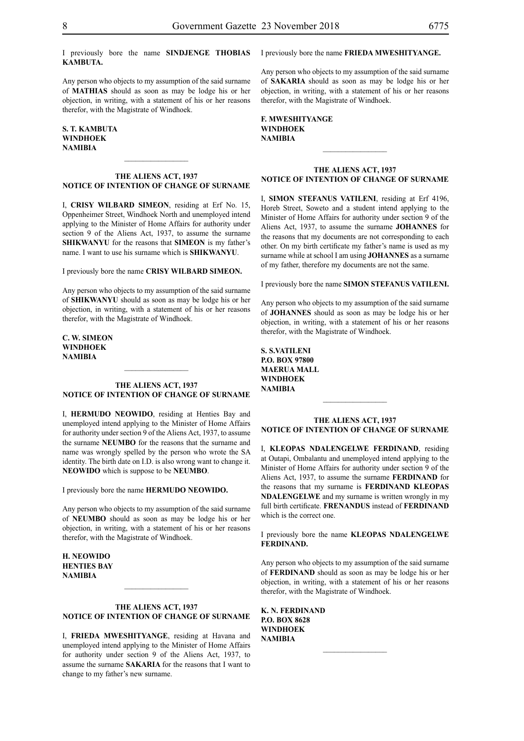I previously bore the name **SINDJENGE THOBIAS KAMBUTA.**

Any person who objects to my assumption of the said surname of **MATHIAS** should as soon as may be lodge his or her objection, in writing, with a statement of his or her reasons therefor, with the Magistrate of Windhoek.

**S. T. KAMBUTA**
**WINDHOEK**
**NAMIBIA**

---

### THE ALIENS ACT, 1937
### NOTICE OF INTENTION OF CHANGE OF SURNAME

I, **CRISY WILBARD SIMEON**, residing at Erf No. 15, Oppenheimer Street, Windhoek North and unemployed intend applying to the Minister of Home Affairs for authority under section 9 of the Aliens Act, 1937, to assume the surname **SHIKWANYU** for the reasons that **SIMEON** is my father's name. I want to use his surname which is **SHIKWANYU**.

I previously bore the name **CRISY WILBARD SIMEON.**

Any person who objects to my assumption of the said surname of **SHIKWANYU** should as soon as may be lodge his or her objection, in writing, with a statement of his or her reasons therefor, with the Magistrate of Windhoek.

**C. W. SIMEON**
**WINDHOEK**
**NAMIBIA**

---

### THE ALIENS ACT, 1937
### NOTICE OF INTENTION OF CHANGE OF SURNAME

I, **HERMUDO NEOWIDO**, residing at Henties Bay and unemployed intend applying to the Minister of Home Affairs for authority under section 9 of the Aliens Act, 1937, to assume the surname **NEUMBO** for the reasons that the surname and name was wrongly spelled by the person who wrote the SA identity. The birth date on I.D. is also wrong want to change it. **NEOWIDO** which is suppose to be **NEUMBO**.

I previously bore the name **HERMUDO NEOWIDO.**

Any person who objects to my assumption of the said surname of **NEUMBO** should as soon as may be lodge his or her objection, in writing, with a statement of his or her reasons therefor, with the Magistrate of Windhoek.

**H. NEOWIDO**
**HENTIES BAY**
**NAMIBIA**

---

### THE ALIENS ACT, 1937
### NOTICE OF INTENTION OF CHANGE OF SURNAME

I, **FRIEDA MWESHITYANGE**, residing at Havana and unemployed intend applying to the Minister of Home Affairs for authority under section 9 of the Aliens Act, 1937, to assume the surname **SAKARIA** for the reasons that I want to change to my father's new surname.

I previously bore the name **FRIEDA MWESHITYANGE.**

Any person who objects to my assumption of the said surname of **SAKARIA** should as soon as may be lodge his or her objection, in writing, with a statement of his or her reasons therefor, with the Magistrate of Windhoek.

**F. MWESHITYANGE**
**WINDHOEK**
**NAMIBIA**

---

### THE ALIENS ACT, 1937
### NOTICE OF INTENTION OF CHANGE OF SURNAME

I, **SIMON STEFANUS VATILENI**, residing at Erf 4196, Horeb Street, Soweto and a student intend applying to the Minister of Home Affairs for authority under section 9 of the Aliens Act, 1937, to assume the surname **JOHANNES** for the reasons that my documents are not corresponding to each other. On my birth certificate my father's name is used as my surname while at school I am using **JOHANNES** as a surname of my father, therefore my documents are not the same.

I previously bore the name **SIMON STEFANUS VATILENI.**

Any person who objects to my assumption of the said surname of **JOHANNES** should as soon as may be lodge his or her objection, in writing, with a statement of his or her reasons therefor, with the Magistrate of Windhoek.

**S. S.VATILENI**
**P.O. BOX 97800**
**MAERUA MALL**
**WINDHOEK**
**NAMIBIA**

---

### THE ALIENS ACT, 1937
### NOTICE OF INTENTION OF CHANGE OF SURNAME

I, **KLEOPAS NDALENGELWE FERDINAND**, residing at Outapi, Ombalantu and unemployed intend applying to the Minister of Home Affairs for authority under section 9 of the Aliens Act, 1937, to assume the surname **FERDINAND** for the reasons that my surname is **FERDINAND KLEOPAS NDALENGELWE** and my surname is written wrongly in my full birth certificate. **FRENANDUS** instead of **FERDINAND** which is the correct one.

I previously bore the name **KLEOPAS NDALENGELWE FERDINAND.**

Any person who objects to my assumption of the said surname of **FERDINAND** should as soon as may be lodge his or her objection, in writing, with a statement of his or her reasons therefor, with the Magistrate of Windhoek.

**K. N. FERDINAND**
**P.O. BOX 8628**
**WINDHOEK**
**NAMIBIA**

---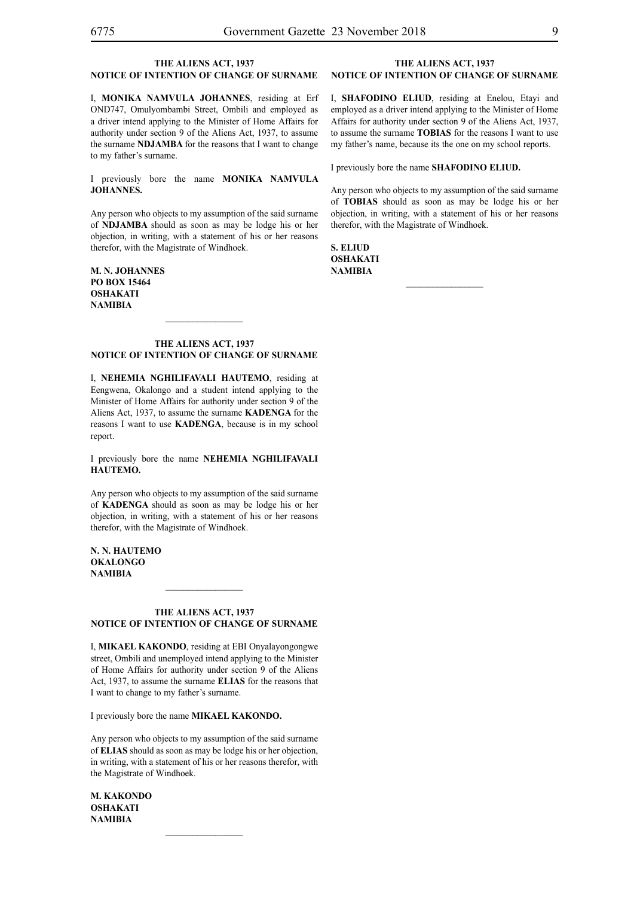**THE ALIENS ACT, 1937**
**NOTICE OF INTENTION OF CHANGE OF SURNAME**

I, **MONIKA NAMVULA JOHANNES**, residing at Erf OND747, Omulyombambi Street, Ombili and employed as a driver intend applying to the Minister of Home Affairs for authority under section 9 of the Aliens Act, 1937, to assume the surname **NDJAMBA** for the reasons that I want to change to my father's surname.

I previously bore the name **MONIKA NAMVULA JOHANNES.**

Any person who objects to my assumption of the said surname of **NDJAMBA** should as soon as may be lodge his or her objection, in writing, with a statement of his or her reasons therefor, with the Magistrate of Windhoek.

**M. N. JOHANNES**
**PO BOX 15464**
**OSHAKATI**
**NAMIBIA**

---

**THE ALIENS ACT, 1937**
**NOTICE OF INTENTION OF CHANGE OF SURNAME**

I, **NEHEMIA NGHILIFAVALI HAUTEMO**, residing at Eengwena, Okalongo and a student intend applying to the Minister of Home Affairs for authority under section 9 of the Aliens Act, 1937, to assume the surname **KADENGA** for the reasons I want to use **KADENGA**, because is in my school report.

I previously bore the name **NEHEMIA NGHILIFAVALI HAUTEMO.**

Any person who objects to my assumption of the said surname of **KADENGA** should as soon as may be lodge his or her objection, in writing, with a statement of his or her reasons therefor, with the Magistrate of Windhoek.

**N. N. HAUTEMO**
**OKALONGO**
**NAMIBIA**

---

**THE ALIENS ACT, 1937**
**NOTICE OF INTENTION OF CHANGE OF SURNAME**

I, **MIKAEL KAKONDO**, residing at EBI Onyalayongongwe street, Ombili and unemployed intend applying to the Minister of Home Affairs for authority under section 9 of the Aliens Act, 1937, to assume the surname **ELIAS** for the reasons that I want to change to my father's surname.

I previously bore the name **MIKAEL KAKONDO.**

Any person who objects to my assumption of the said surname of **ELIAS** should as soon as may be lodge his or her objection, in writing, with a statement of his or her reasons therefor, with the Magistrate of Windhoek.

**M. KAKONDO**
**OSHAKATI**
**NAMIBIA**

---

**THE ALIENS ACT, 1937**
**NOTICE OF INTENTION OF CHANGE OF SURNAME**

I, **SHAFODINO ELIUD**, residing at Enelou, Etayi and employed as a driver intend applying to the Minister of Home Affairs for authority under section 9 of the Aliens Act, 1937, to assume the surname **TOBIAS** for the reasons I want to use my father's name, because its the one on my school reports.

I previously bore the name **SHAFODINO ELIUD.**

Any person who objects to my assumption of the said surname of **TOBIAS** should as soon as may be lodge his or her objection, in writing, with a statement of his or her reasons therefor, with the Magistrate of Windhoek.

**S. ELIUD**
**OSHAKATI**
**NAMIBIA**

---